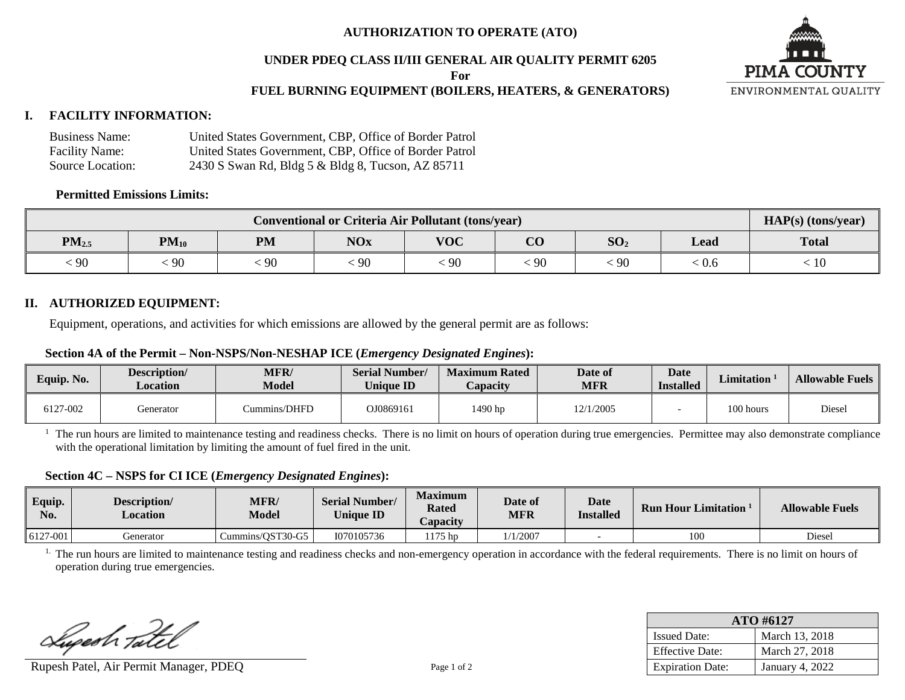# AUTHORIZATION TO OPERATE (ATO)

## UNDER PDEQ CLASS II/III GENERAL AIR QUALITY PERMIT 6205

**For**

## FUEL BURNING EQUIPMENT (BOILERS, HEATERS, & GENERATORS)

## I. FACILITY INFORMATION:

Business Name: United States Government, CBP, Office of Border Patrol
Facility Name: United States Government, CBP, Office of Border Patrol
Source Location: 2430 S Swan Rd, Bldg 5 & Bldg 8, Tucson, AZ 85711

**Permitted Emissions Limits:**

| Conventional or Criteria Air Pollutant (tons/year) | | | | | | | | HAP(s) (tons/year) |
|---|---|---|---|---|---|---|---|---|
| $PM_{2.5}$ | $PM_{10}$ | PM | NOx | VOC | CO | $SO_2$ | Lead | Total |
| < 90 | < 90 | < 90 | < 90 | < 90 | < 90 | < 90 | < 0.6 | < 10 |

## II. AUTHORIZED EQUIPMENT:

Equipment, operations, and activities for which emissions are allowed by the general permit are as follows:

**Section 4A of the Permit – Non-NSPS/Non-NESHAP ICE (*Emergency Designated Engines*):**

| Equip. No. | Description/ Location | MFR/ Model | Serial Number/ Unique ID | Maximum Rated Capacity | Date of MFR | Date Installed | Limitation [1] | Allowable Fuels |
|---|---|---|---|---|---|---|---|---|
| 6127-002 | Generator | Cummins/DHFD | OJ0869161 | 1490 hp | 12/1/2005 | - | 100 hours | Diesel |

[1] The run hours are limited to maintenance testing and readiness checks. There is no limit on hours of operation during true emergencies. Permittee may also demonstrate compliance with the operational limitation by limiting the amount of fuel fired in the unit.

**Section 4C – NSPS for CI ICE (*Emergency Designated Engines*):**

| Equip. No. | Description/ Location | MFR/ Model | Serial Number/ Unique ID | Maximum Rated Capacity | Date of MFR | Date Installed | Run Hour Limitation [1] | Allowable Fuels |
|---|---|---|---|---|---|---|---|---|
| 6127-001 | Generator | Cummins/QST30-G5 | I070105736 | 1175 hp | 1/1/2007 | - | 100 | Diesel |

[1.] The run hours are limited to maintenance testing and readiness checks and non-emergency operation in accordance with the federal requirements. There is no limit on hours of operation during true emergencies.

Rupesh Patel, Air Permit Manager, PDEQ

| ATO #6127 | |
|---|---|
| Issued Date: | March 13, 2018 |
| Effective Date: | March 27, 2018 |
| Expiration Date: | January 4, 2022 |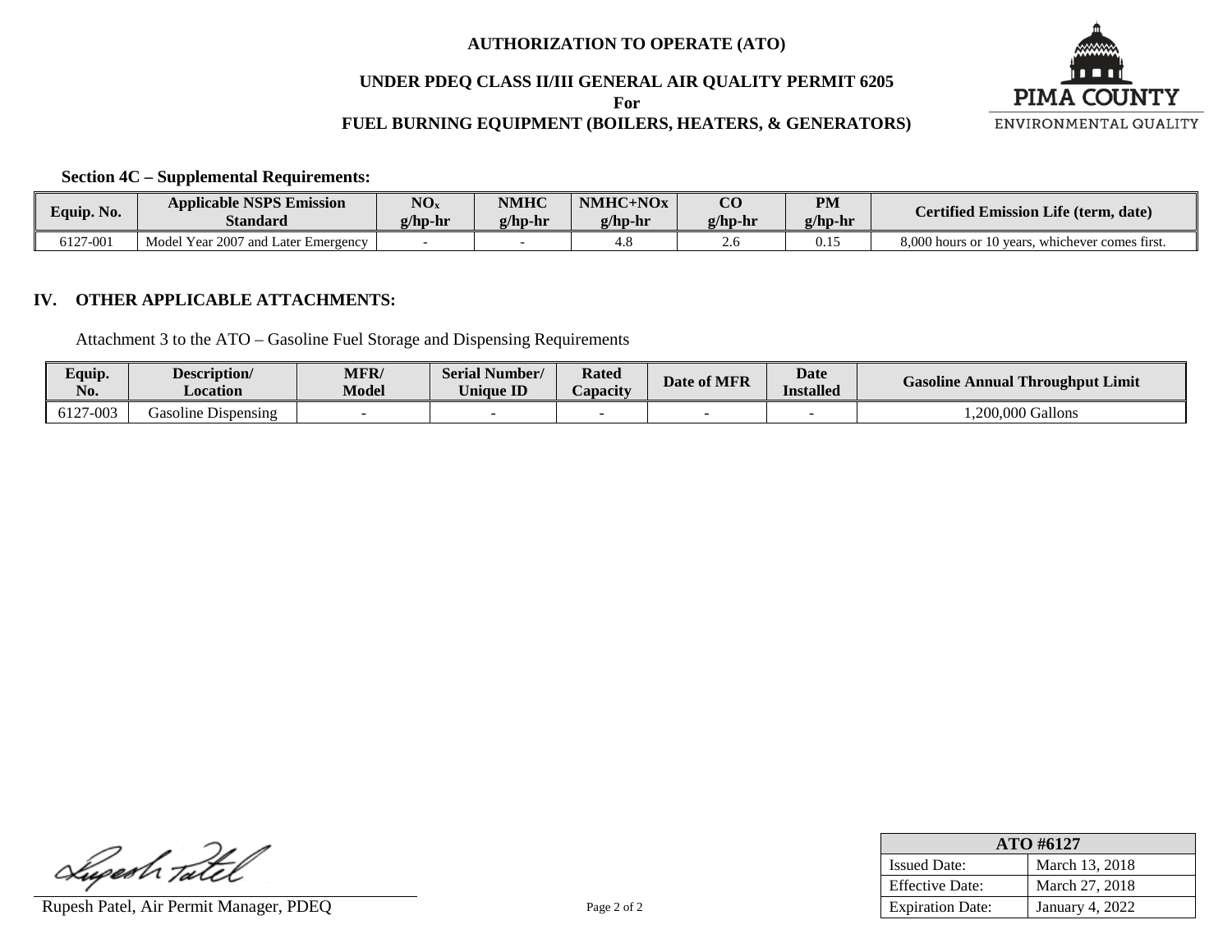**AUTHORIZATION TO OPERATE (ATO)**

**UNDER PDEQ CLASS II/III GENERAL AIR QUALITY PERMIT 6205**

**For**

**FUEL BURNING EQUIPMENT (BOILERS, HEATERS, & GENERATORS)**

PIMA COUNTY
ENVIRONMENTAL QUALITY

**Section 4C – Supplemental Requirements:**

| Equip. No. | Applicable NSPS Emission Standard | $NO_x$ g/hp-hr | NMHC g/hp-hr | NMHC+NOx g/hp-hr | CO g/hp-hr | PM g/hp-hr | Certified Emission Life (term, date) |
|---|---|---|---|---|---|---|---|
| 6127-001 | Model Year 2007 and Later Emergency | - | - | 4.8 | 2.6 | 0.15 | 8,000 hours or 10 years, whichever comes first. |

## IV. OTHER APPLICABLE ATTACHMENTS:

Attachment 3 to the ATO – Gasoline Fuel Storage and Dispensing Requirements

| Equip. No. | Description/ Location | MFR/ Model | Serial Number/ Unique ID | Rated Capacity | Date of MFR | Date Installed | Gasoline Annual Throughput Limit |
|---|---|---|---|---|---|---|---|
| 6127-003 | Gasoline Dispensing | - | - | - | - | - | 1,200,000 Gallons |

Rupesh Patel, Air Permit Manager, PDEQ

| ATO #6127 | |
|---|---|
| Issued Date: | March 13, 2018 |
| Effective Date: | March 27, 2018 |
| Expiration Date: | January 4, 2022 |